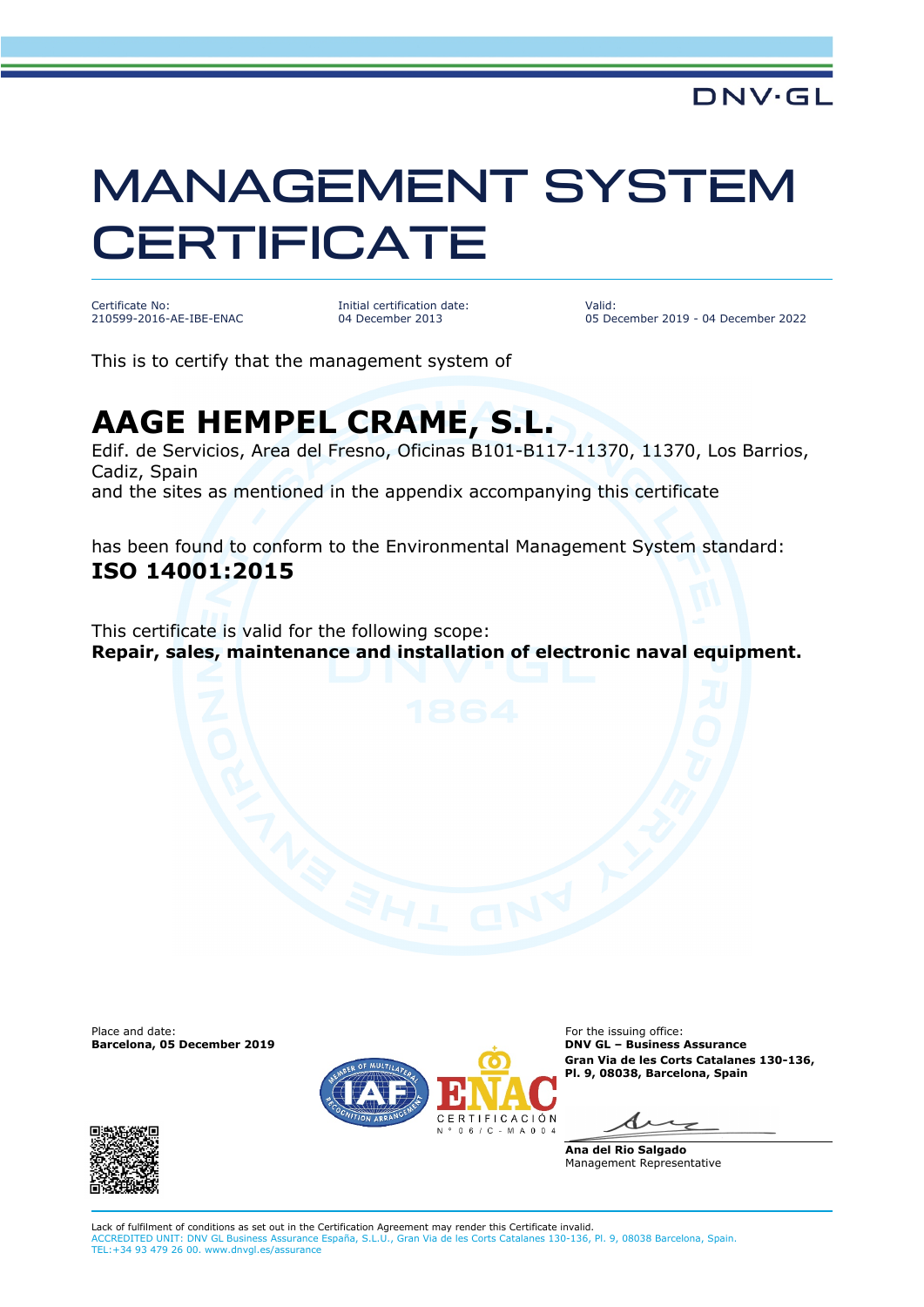DNV·GL

# MANAGEMENT SYSTEM CERTIFICATE

Certificate No:
210599-2016-AE-IBE-ENAC

Initial certification date:
04 December 2013

Valid:
05 December 2019 - 04 December 2022

This is to certify that the management system of

## AAGE HEMPEL CRAME, S.L.

Edif. de Servicios, Area del Fresno, Oficinas B101-B117-11370, 11370, Los Barrios, Cadiz, Spain
and the sites as mentioned in the appendix accompanying this certificate

has been found to conform to the Environmental Management System standard:
**ISO 14001:2015**

This certificate is valid for the following scope:
**Repair, sales, maintenance and installation of electronic naval equipment.**

Place and date:
**Barcelona, 05 December 2019**

ENAC CERTIFICACIÓN N° 06/C-MA004

For the issuing office:
**DNV GL – Business Assurance**
**Gran Via de les Corts Catalanes 130-136, Pl. 9, 08038, Barcelona, Spain**

**Ana del Rio Salgado**
Management Representative

Lack of fulfilment of conditions as set out in the Certification Agreement may render this Certificate invalid.
ACCREDITED UNIT: DNV GL Business Assurance España, S.L.U., Gran Via de les Corts Catalanes 130-136, Pl. 9, 08038 Barcelona, Spain.
TEL:+34 93 479 26 00. www.dnvgl.es/assurance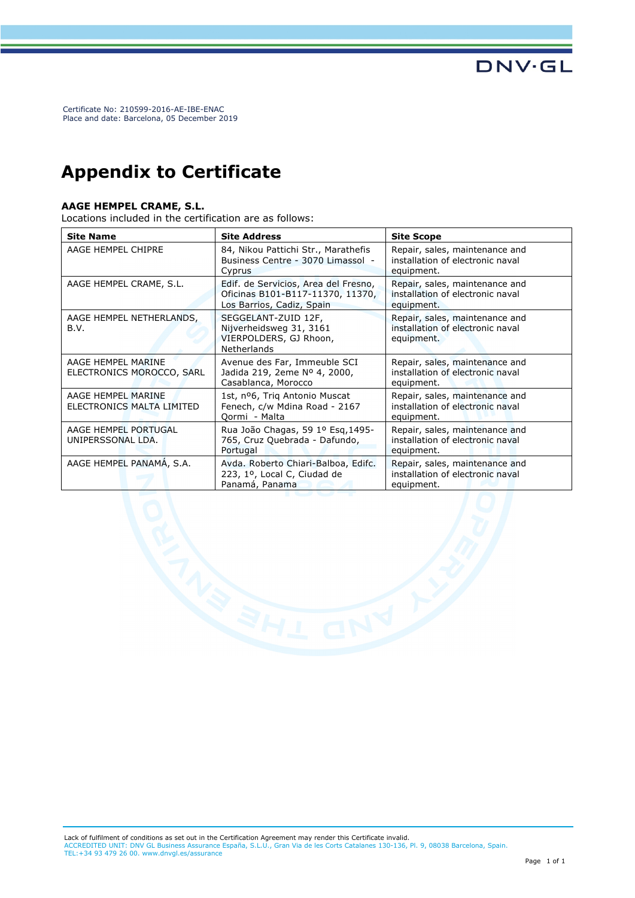Certificate No: 210599-2016-AE-IBE-ENAC
Place and date: Barcelona, 05 December 2019

# Appendix to Certificate

**AAGE HEMPEL CRAME, S.L.**
Locations included in the certification are as follows:

| Site Name | Site Address | Site Scope |
|---|---|---|
| AAGE HEMPEL CHIPRE | 84, Nikou Pattichi Str., Marathefis Business Centre - 3070 Limassol - Cyprus | Repair, sales, maintenance and installation of electronic naval equipment. |
| AAGE HEMPEL CRAME, S.L. | Edif. de Servicios, Area del Fresno, Oficinas B101-B117-11370, 11370, Los Barrios, Cadiz, Spain | Repair, sales, maintenance and installation of electronic naval equipment. |
| AAGE HEMPEL NETHERLANDS, B.V. | SEGGELANT-ZUID 12F, Nijverheidsweg 31, 3161 VIERPOLDERS, GJ Rhoon, Netherlands | Repair, sales, maintenance and installation of electronic naval equipment. |
| AAGE HEMPEL MARINE ELECTRONICS MOROCCO, SARL | Avenue des Far, Immeuble SCI Jadida 219, 2eme Nº 4, 2000, Casablanca, Morocco | Repair, sales, maintenance and installation of electronic naval equipment. |
| AAGE HEMPEL MARINE ELECTRONICS MALTA LIMITED | 1st, nº6, Triq Antonio Muscat Fenech, c/w Mdina Road - 2167 Qormi - Malta | Repair, sales, maintenance and installation of electronic naval equipment. |
| AAGE HEMPEL PORTUGAL UNIPERSSONAL LDA. | Rua João Chagas, 59 1º Esq,1495-765, Cruz Quebrada - Dafundo, Portugal | Repair, sales, maintenance and installation of electronic naval equipment. |
| AAGE HEMPEL PANAMÁ, S.A. | Avda. Roberto Chiari-Balboa, Edifc. 223, 1º, Local C, Ciudad de Panamá, Panama | Repair, sales, maintenance and installation of electronic naval equipment. |

Lack of fulfilment of conditions as set out in the Certification Agreement may render this Certificate invalid.
ACCREDITED UNIT: DNV GL Business Assurance España, S.L.U., Gran Via de les Corts Catalanes 130-136, Pl. 9, 08038 Barcelona, Spain.
TEL:+34 93 479 26 00. www.dnvgl.es/assurance